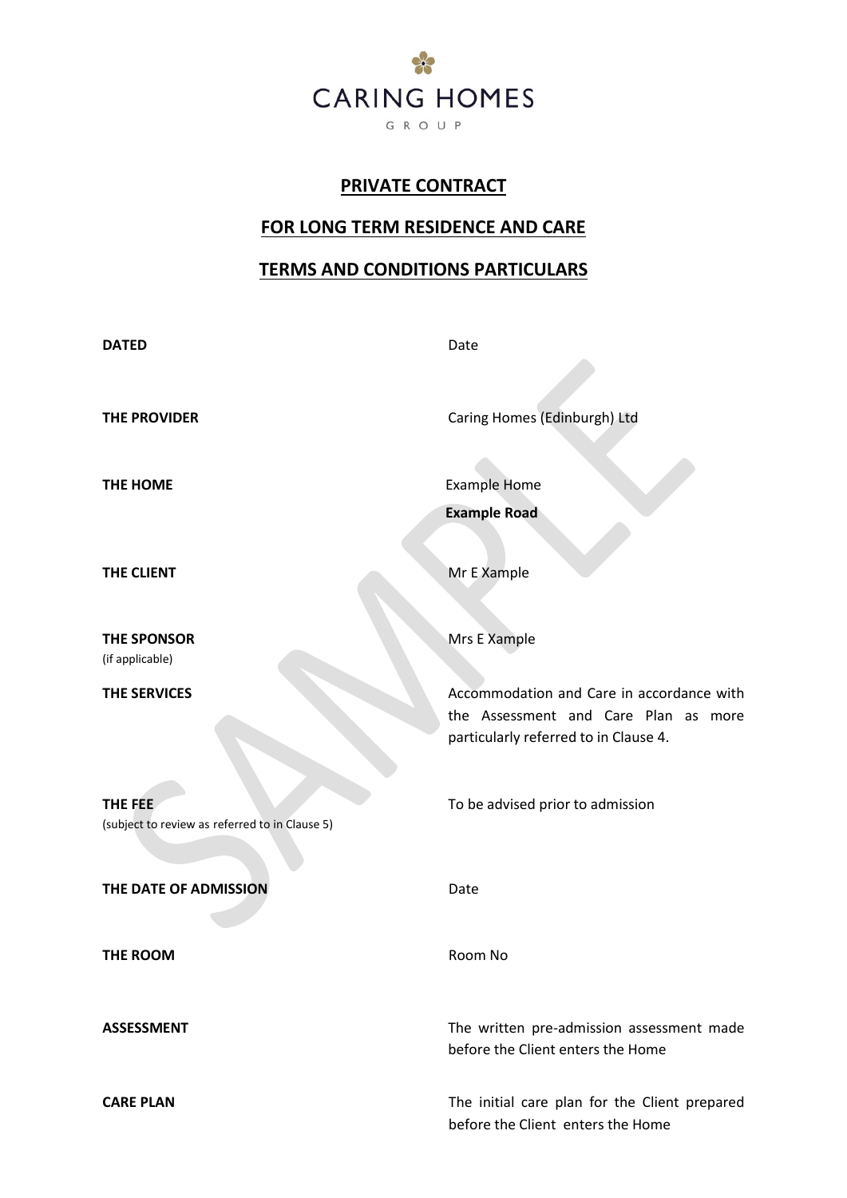CARING HOMES

GROUP

# PRIVATE CONTRACT

## FOR LONG TERM RESIDENCE AND CARE

## TERMS AND CONDITIONS PARTICULARS

| | |
|---|---|
| **DATED** | Date |
| **THE PROVIDER** | Caring Homes (Edinburgh) Ltd |
| **THE HOME** | Example Home<br>**Example Road** |
| **THE CLIENT** | Mr E Xample |
| **THE SPONSOR**<br>(if applicable) | Mrs E Xample |
| **THE SERVICES** | Accommodation and Care in accordance with the Assessment and Care Plan as more particularly referred to in Clause 4. |
| **THE FEE**<br>(subject to review as referred to in Clause 5) | To be advised prior to admission |
| **THE DATE OF ADMISSION** | Date |
| **THE ROOM** | Room No |
| **ASSESSMENT** | The written pre-admission assessment made before the Client enters the Home |
| **CARE PLAN** | The initial care plan for the Client prepared before the Client enters the Home |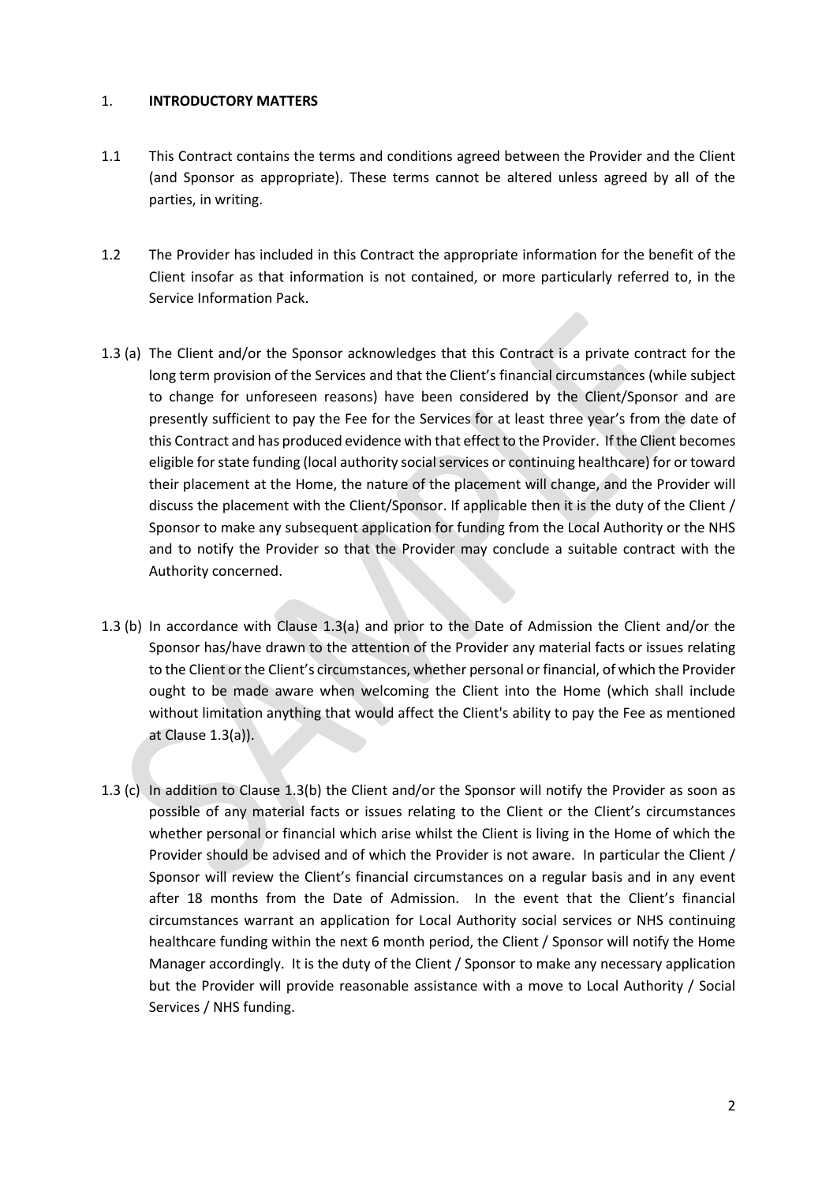1. **INTRODUCTORY MATTERS**

1.1 This Contract contains the terms and conditions agreed between the Provider and the Client (and Sponsor as appropriate). These terms cannot be altered unless agreed by all of the parties, in writing.

1.2 The Provider has included in this Contract the appropriate information for the benefit of the Client insofar as that information is not contained, or more particularly referred to, in the Service Information Pack.

1.3 (a) The Client and/or the Sponsor acknowledges that this Contract is a private contract for the long term provision of the Services and that the Client's financial circumstances (while subject to change for unforeseen reasons) have been considered by the Client/Sponsor and are presently sufficient to pay the Fee for the Services for at least three year's from the date of this Contract and has produced evidence with that effect to the Provider. If the Client becomes eligible for state funding (local authority social services or continuing healthcare) for or toward their placement at the Home, the nature of the placement will change, and the Provider will discuss the placement with the Client/Sponsor. If applicable then it is the duty of the Client / Sponsor to make any subsequent application for funding from the Local Authority or the NHS and to notify the Provider so that the Provider may conclude a suitable contract with the Authority concerned.

1.3 (b) In accordance with Clause 1.3(a) and prior to the Date of Admission the Client and/or the Sponsor has/have drawn to the attention of the Provider any material facts or issues relating to the Client or the Client's circumstances, whether personal or financial, of which the Provider ought to be made aware when welcoming the Client into the Home (which shall include without limitation anything that would affect the Client's ability to pay the Fee as mentioned at Clause 1.3(a)).

1.3 (c) In addition to Clause 1.3(b) the Client and/or the Sponsor will notify the Provider as soon as possible of any material facts or issues relating to the Client or the Client's circumstances whether personal or financial which arise whilst the Client is living in the Home of which the Provider should be advised and of which the Provider is not aware. In particular the Client / Sponsor will review the Client's financial circumstances on a regular basis and in any event after 18 months from the Date of Admission. In the event that the Client's financial circumstances warrant an application for Local Authority social services or NHS continuing healthcare funding within the next 6 month period, the Client / Sponsor will notify the Home Manager accordingly. It is the duty of the Client / Sponsor to make any necessary application but the Provider will provide reasonable assistance with a move to Local Authority / Social Services / NHS funding.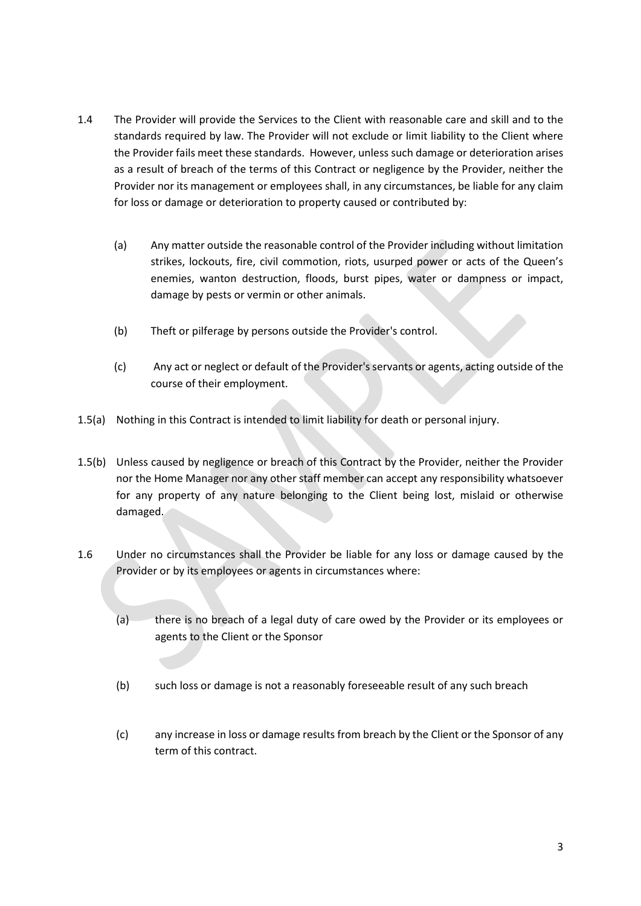1.4 The Provider will provide the Services to the Client with reasonable care and skill and to the standards required by law. The Provider will not exclude or limit liability to the Client where the Provider fails meet these standards. However, unless such damage or deterioration arises as a result of breach of the terms of this Contract or negligence by the Provider, neither the Provider nor its management or employees shall, in any circumstances, be liable for any claim for loss or damage or deterioration to property caused or contributed by:

(a) Any matter outside the reasonable control of the Provider including without limitation strikes, lockouts, fire, civil commotion, riots, usurped power or acts of the Queen's enemies, wanton destruction, floods, burst pipes, water or dampness or impact, damage by pests or vermin or other animals.

(b) Theft or pilferage by persons outside the Provider's control.

(c) Any act or neglect or default of the Provider's servants or agents, acting outside of the course of their employment.

1.5(a) Nothing in this Contract is intended to limit liability for death or personal injury.

1.5(b) Unless caused by negligence or breach of this Contract by the Provider, neither the Provider nor the Home Manager nor any other staff member can accept any responsibility whatsoever for any property of any nature belonging to the Client being lost, mislaid or otherwise damaged.

1.6 Under no circumstances shall the Provider be liable for any loss or damage caused by the Provider or by its employees or agents in circumstances where:

(a) there is no breach of a legal duty of care owed by the Provider or its employees or agents to the Client or the Sponsor

(b) such loss or damage is not a reasonably foreseeable result of any such breach

(c) any increase in loss or damage results from breach by the Client or the Sponsor of any term of this contract.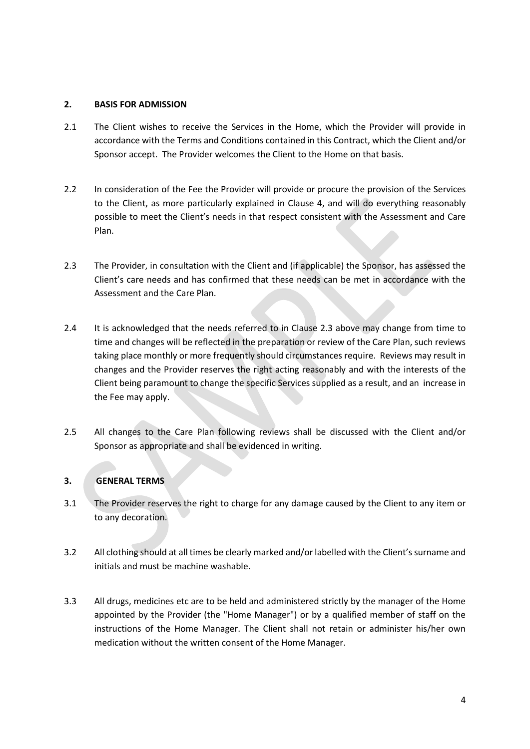## 2. BASIS FOR ADMISSION

2.1 The Client wishes to receive the Services in the Home, which the Provider will provide in accordance with the Terms and Conditions contained in this Contract, which the Client and/or Sponsor accept. The Provider welcomes the Client to the Home on that basis.

2.2 In consideration of the Fee the Provider will provide or procure the provision of the Services to the Client, as more particularly explained in Clause 4, and will do everything reasonably possible to meet the Client's needs in that respect consistent with the Assessment and Care Plan.

2.3 The Provider, in consultation with the Client and (if applicable) the Sponsor, has assessed the Client's care needs and has confirmed that these needs can be met in accordance with the Assessment and the Care Plan.

2.4 It is acknowledged that the needs referred to in Clause 2.3 above may change from time to time and changes will be reflected in the preparation or review of the Care Plan, such reviews taking place monthly or more frequently should circumstances require. Reviews may result in changes and the Provider reserves the right acting reasonably and with the interests of the Client being paramount to change the specific Services supplied as a result, and an increase in the Fee may apply.

2.5 All changes to the Care Plan following reviews shall be discussed with the Client and/or Sponsor as appropriate and shall be evidenced in writing.

## 3. GENERAL TERMS

3.1 The Provider reserves the right to charge for any damage caused by the Client to any item or to any decoration.

3.2 All clothing should at all times be clearly marked and/or labelled with the Client's surname and initials and must be machine washable.

3.3 All drugs, medicines etc are to be held and administered strictly by the manager of the Home appointed by the Provider (the "Home Manager") or by a qualified member of staff on the instructions of the Home Manager. The Client shall not retain or administer his/her own medication without the written consent of the Home Manager.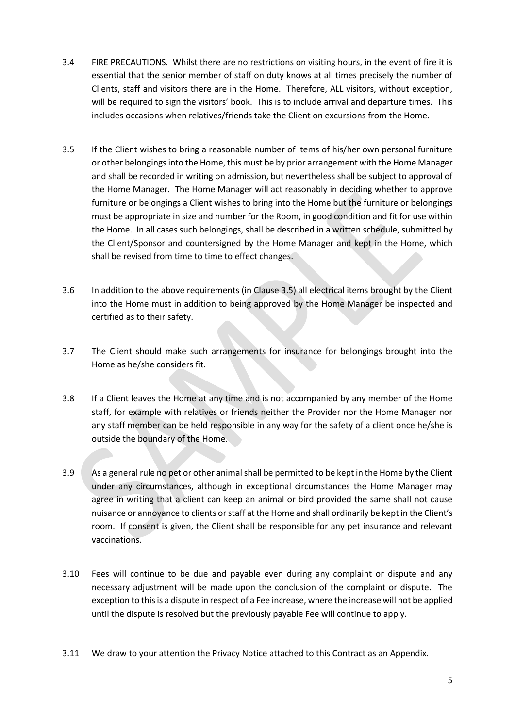3.4 FIRE PRECAUTIONS. Whilst there are no restrictions on visiting hours, in the event of fire it is essential that the senior member of staff on duty knows at all times precisely the number of Clients, staff and visitors there are in the Home. Therefore, ALL visitors, without exception, will be required to sign the visitors' book. This is to include arrival and departure times. This includes occasions when relatives/friends take the Client on excursions from the Home.

3.5 If the Client wishes to bring a reasonable number of items of his/her own personal furniture or other belongings into the Home, this must be by prior arrangement with the Home Manager and shall be recorded in writing on admission, but nevertheless shall be subject to approval of the Home Manager. The Home Manager will act reasonably in deciding whether to approve furniture or belongings a Client wishes to bring into the Home but the furniture or belongings must be appropriate in size and number for the Room, in good condition and fit for use within the Home. In all cases such belongings, shall be described in a written schedule, submitted by the Client/Sponsor and countersigned by the Home Manager and kept in the Home, which shall be revised from time to time to effect changes.

3.6 In addition to the above requirements (in Clause 3.5) all electrical items brought by the Client into the Home must in addition to being approved by the Home Manager be inspected and certified as to their safety.

3.7 The Client should make such arrangements for insurance for belongings brought into the Home as he/she considers fit.

3.8 If a Client leaves the Home at any time and is not accompanied by any member of the Home staff, for example with relatives or friends neither the Provider nor the Home Manager nor any staff member can be held responsible in any way for the safety of a client once he/she is outside the boundary of the Home.

3.9 As a general rule no pet or other animal shall be permitted to be kept in the Home by the Client under any circumstances, although in exceptional circumstances the Home Manager may agree in writing that a client can keep an animal or bird provided the same shall not cause nuisance or annoyance to clients or staff at the Home and shall ordinarily be kept in the Client's room. If consent is given, the Client shall be responsible for any pet insurance and relevant vaccinations.

3.10 Fees will continue to be due and payable even during any complaint or dispute and any necessary adjustment will be made upon the conclusion of the complaint or dispute. The exception to this is a dispute in respect of a Fee increase, where the increase will not be applied until the dispute is resolved but the previously payable Fee will continue to apply.

3.11 We draw to your attention the Privacy Notice attached to this Contract as an Appendix.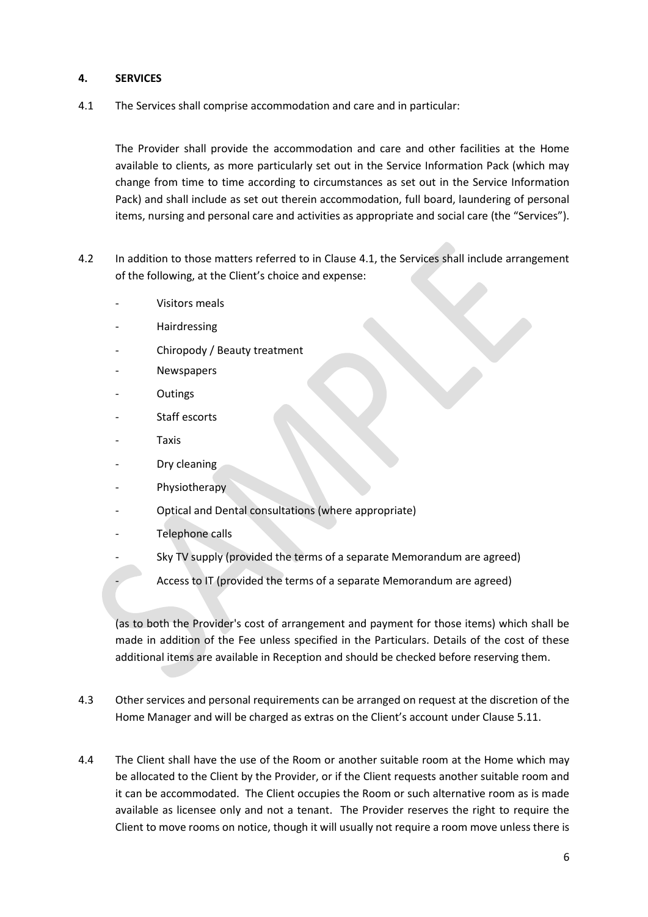#### 4. SERVICES

4.1 The Services shall comprise accommodation and care and in particular:

The Provider shall provide the accommodation and care and other facilities at the Home available to clients, as more particularly set out in the Service Information Pack (which may change from time to time according to circumstances as set out in the Service Information Pack) and shall include as set out therein accommodation, full board, laundering of personal items, nursing and personal care and activities as appropriate and social care (the "Services").

4.2 In addition to those matters referred to in Clause 4.1, the Services shall include arrangement of the following, at the Client's choice and expense:

- Visitors meals
- Hairdressing
- Chiropody / Beauty treatment
- Newspapers
- Outings
- Staff escorts
- Taxis
- Dry cleaning
- Physiotherapy
- Optical and Dental consultations (where appropriate)
- Telephone calls
- Sky TV supply (provided the terms of a separate Memorandum are agreed)
- Access to IT (provided the terms of a separate Memorandum are agreed)

(as to both the Provider's cost of arrangement and payment for those items) which shall be made in addition of the Fee unless specified in the Particulars. Details of the cost of these additional items are available in Reception and should be checked before reserving them.

4.3 Other services and personal requirements can be arranged on request at the discretion of the Home Manager and will be charged as extras on the Client's account under Clause 5.11.

4.4 The Client shall have the use of the Room or another suitable room at the Home which may be allocated to the Client by the Provider, or if the Client requests another suitable room and it can be accommodated. The Client occupies the Room or such alternative room as is made available as licensee only and not a tenant. The Provider reserves the right to require the Client to move rooms on notice, though it will usually not require a room move unless there is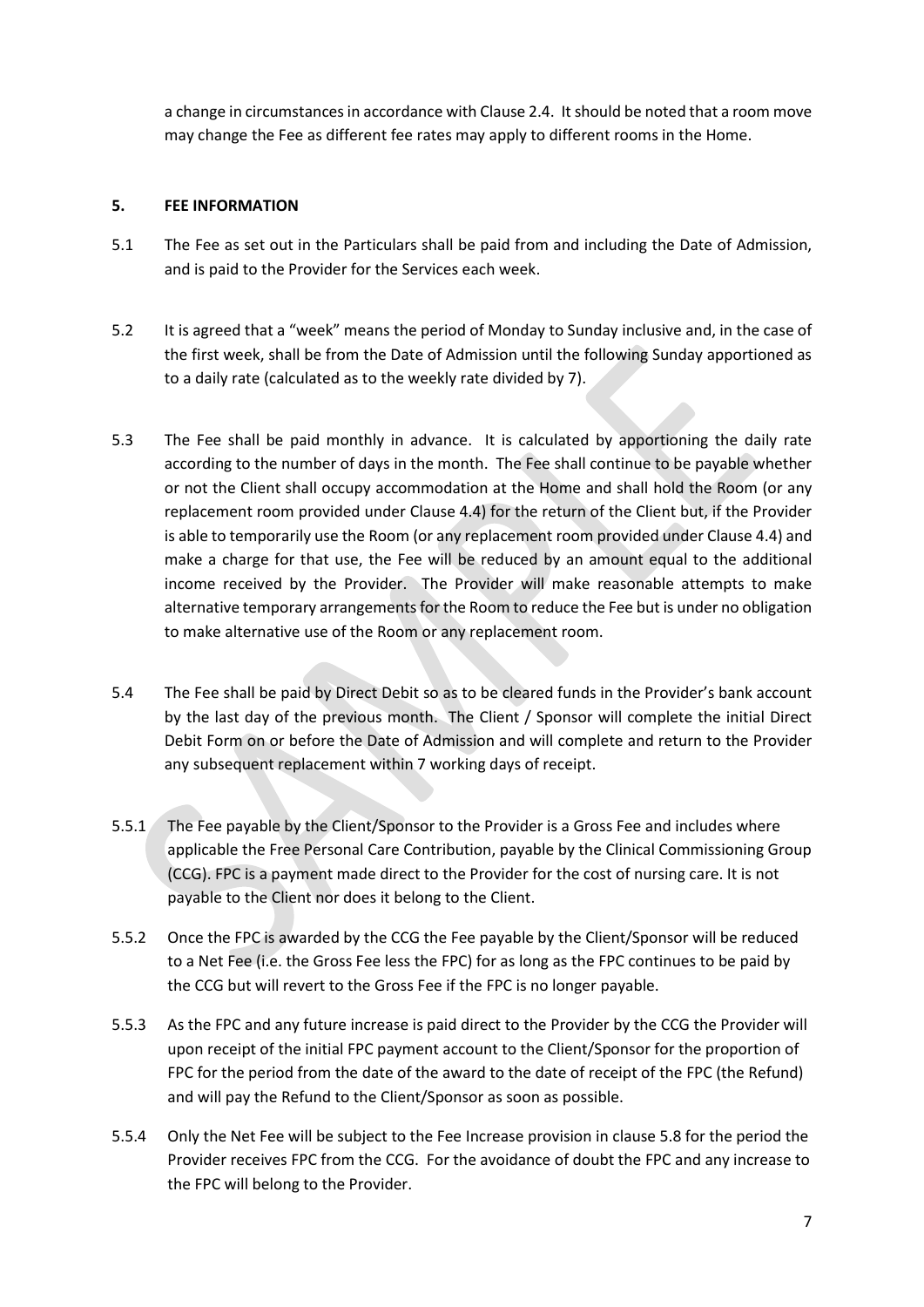a change in circumstances in accordance with Clause 2.4. It should be noted that a room move may change the Fee as different fee rates may apply to different rooms in the Home.

## 5. FEE INFORMATION

5.1 The Fee as set out in the Particulars shall be paid from and including the Date of Admission, and is paid to the Provider for the Services each week.

5.2 It is agreed that a "week" means the period of Monday to Sunday inclusive and, in the case of the first week, shall be from the Date of Admission until the following Sunday apportioned as to a daily rate (calculated as to the weekly rate divided by 7).

5.3 The Fee shall be paid monthly in advance. It is calculated by apportioning the daily rate according to the number of days in the month. The Fee shall continue to be payable whether or not the Client shall occupy accommodation at the Home and shall hold the Room (or any replacement room provided under Clause 4.4) for the return of the Client but, if the Provider is able to temporarily use the Room (or any replacement room provided under Clause 4.4) and make a charge for that use, the Fee will be reduced by an amount equal to the additional income received by the Provider. The Provider will make reasonable attempts to make alternative temporary arrangements for the Room to reduce the Fee but is under no obligation to make alternative use of the Room or any replacement room.

5.4 The Fee shall be paid by Direct Debit so as to be cleared funds in the Provider's bank account by the last day of the previous month. The Client / Sponsor will complete the initial Direct Debit Form on or before the Date of Admission and will complete and return to the Provider any subsequent replacement within 7 working days of receipt.

5.5.1 The Fee payable by the Client/Sponsor to the Provider is a Gross Fee and includes where applicable the Free Personal Care Contribution, payable by the Clinical Commissioning Group (CCG). FPC is a payment made direct to the Provider for the cost of nursing care. It is not payable to the Client nor does it belong to the Client.

5.5.2 Once the FPC is awarded by the CCG the Fee payable by the Client/Sponsor will be reduced to a Net Fee (i.e. the Gross Fee less the FPC) for as long as the FPC continues to be paid by the CCG but will revert to the Gross Fee if the FPC is no longer payable.

5.5.3 As the FPC and any future increase is paid direct to the Provider by the CCG the Provider will upon receipt of the initial FPC payment account to the Client/Sponsor for the proportion of FPC for the period from the date of the award to the date of receipt of the FPC (the Refund) and will pay the Refund to the Client/Sponsor as soon as possible.

5.5.4 Only the Net Fee will be subject to the Fee Increase provision in clause 5.8 for the period the Provider receives FPC from the CCG. For the avoidance of doubt the FPC and any increase to the FPC will belong to the Provider.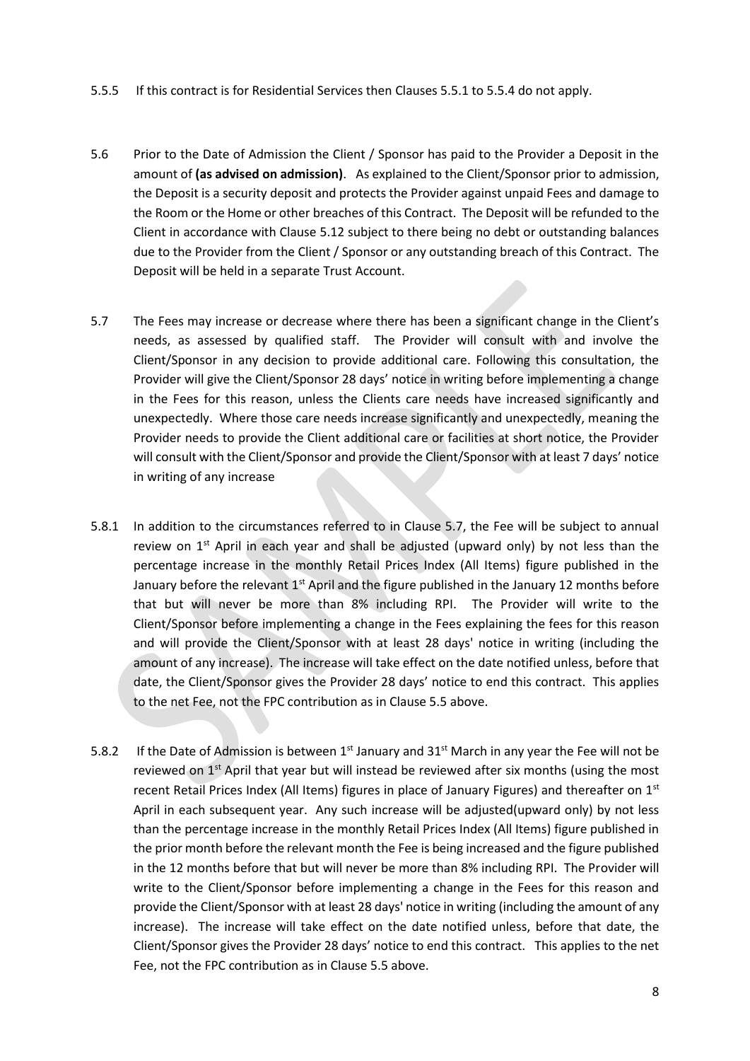5.5.5 If this contract is for Residential Services then Clauses 5.5.1 to 5.5.4 do not apply.

5.6 Prior to the Date of Admission the Client / Sponsor has paid to the Provider a Deposit in the amount of **(as advised on admission)**. As explained to the Client/Sponsor prior to admission, the Deposit is a security deposit and protects the Provider against unpaid Fees and damage to the Room or the Home or other breaches of this Contract. The Deposit will be refunded to the Client in accordance with Clause 5.12 subject to there being no debt or outstanding balances due to the Provider from the Client / Sponsor or any outstanding breach of this Contract. The Deposit will be held in a separate Trust Account.

5.7 The Fees may increase or decrease where there has been a significant change in the Client's needs, as assessed by qualified staff. The Provider will consult with and involve the Client/Sponsor in any decision to provide additional care. Following this consultation, the Provider will give the Client/Sponsor 28 days' notice in writing before implementing a change in the Fees for this reason, unless the Clients care needs have increased significantly and unexpectedly. Where those care needs increase significantly and unexpectedly, meaning the Provider needs to provide the Client additional care or facilities at short notice, the Provider will consult with the Client/Sponsor and provide the Client/Sponsor with at least 7 days' notice in writing of any increase

5.8.1 In addition to the circumstances referred to in Clause 5.7, the Fee will be subject to annual review on 1st April in each year and shall be adjusted (upward only) by not less than the percentage increase in the monthly Retail Prices Index (All Items) figure published in the January before the relevant 1st April and the figure published in the January 12 months before that but will never be more than 8% including RPI. The Provider will write to the Client/Sponsor before implementing a change in the Fees explaining the fees for this reason and will provide the Client/Sponsor with at least 28 days' notice in writing (including the amount of any increase). The increase will take effect on the date notified unless, before that date, the Client/Sponsor gives the Provider 28 days' notice to end this contract. This applies to the net Fee, not the FPC contribution as in Clause 5.5 above.

5.8.2 If the Date of Admission is between 1st January and 31st March in any year the Fee will not be reviewed on 1st April that year but will instead be reviewed after six months (using the most recent Retail Prices Index (All Items) figures in place of January Figures) and thereafter on 1st April in each subsequent year. Any such increase will be adjusted(upward only) by not less than the percentage increase in the monthly Retail Prices Index (All Items) figure published in the prior month before the relevant month the Fee is being increased and the figure published in the 12 months before that but will never be more than 8% including RPI. The Provider will write to the Client/Sponsor before implementing a change in the Fees for this reason and provide the Client/Sponsor with at least 28 days' notice in writing (including the amount of any increase). The increase will take effect on the date notified unless, before that date, the Client/Sponsor gives the Provider 28 days' notice to end this contract. This applies to the net Fee, not the FPC contribution as in Clause 5.5 above.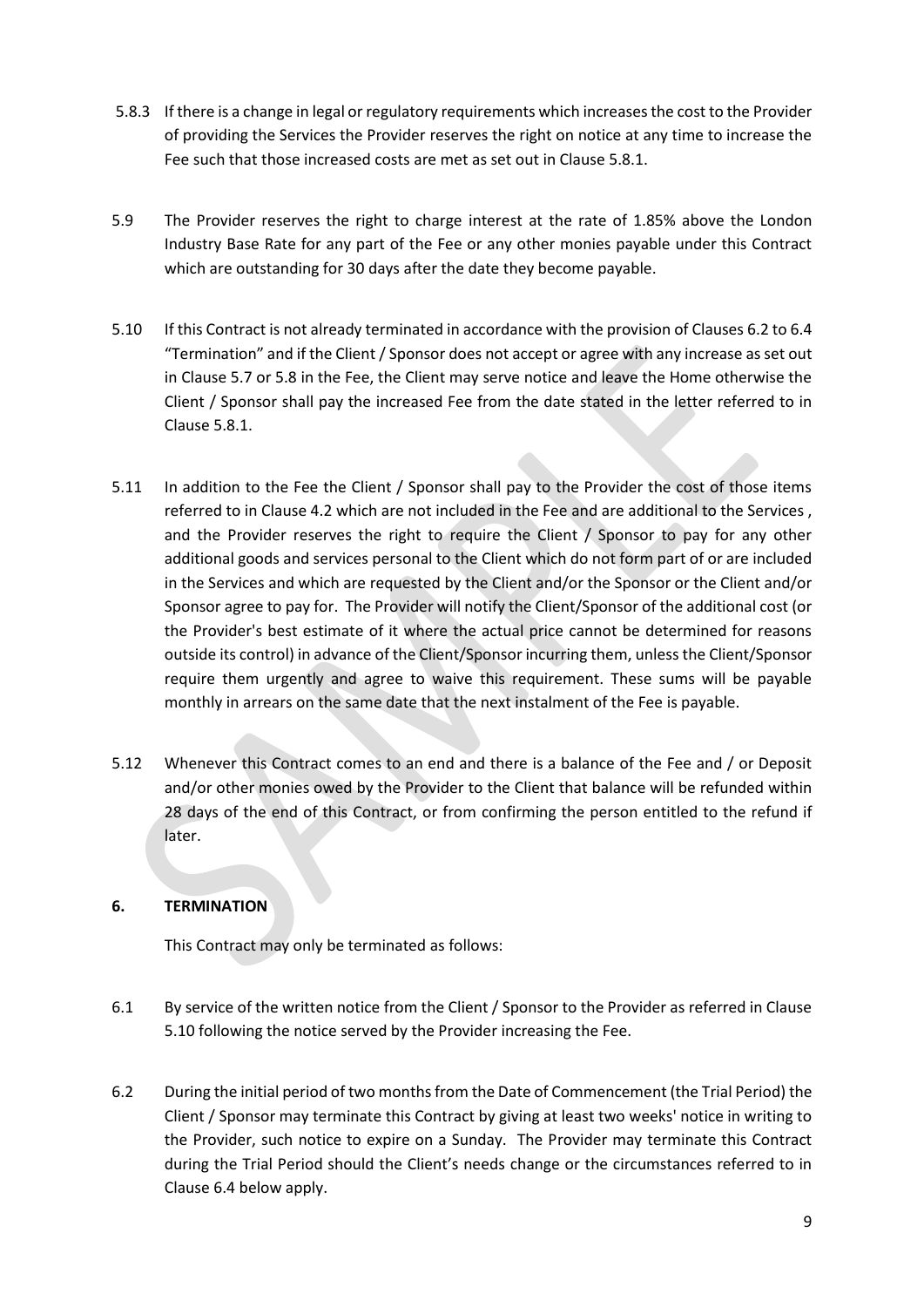5.8.3 If there is a change in legal or regulatory requirements which increases the cost to the Provider of providing the Services the Provider reserves the right on notice at any time to increase the Fee such that those increased costs are met as set out in Clause 5.8.1.

5.9 The Provider reserves the right to charge interest at the rate of 1.85% above the London Industry Base Rate for any part of the Fee or any other monies payable under this Contract which are outstanding for 30 days after the date they become payable.

5.10 If this Contract is not already terminated in accordance with the provision of Clauses 6.2 to 6.4 "Termination" and if the Client / Sponsor does not accept or agree with any increase as set out in Clause 5.7 or 5.8 in the Fee, the Client may serve notice and leave the Home otherwise the Client / Sponsor shall pay the increased Fee from the date stated in the letter referred to in Clause 5.8.1.

5.11 In addition to the Fee the Client / Sponsor shall pay to the Provider the cost of those items referred to in Clause 4.2 which are not included in the Fee and are additional to the Services , and the Provider reserves the right to require the Client / Sponsor to pay for any other additional goods and services personal to the Client which do not form part of or are included in the Services and which are requested by the Client and/or the Sponsor or the Client and/or Sponsor agree to pay for. The Provider will notify the Client/Sponsor of the additional cost (or the Provider's best estimate of it where the actual price cannot be determined for reasons outside its control) in advance of the Client/Sponsor incurring them, unless the Client/Sponsor require them urgently and agree to waive this requirement. These sums will be payable monthly in arrears on the same date that the next instalment of the Fee is payable.

5.12 Whenever this Contract comes to an end and there is a balance of the Fee and / or Deposit and/or other monies owed by the Provider to the Client that balance will be refunded within 28 days of the end of this Contract, or from confirming the person entitled to the refund if later.

## 6. TERMINATION

This Contract may only be terminated as follows:

6.1 By service of the written notice from the Client / Sponsor to the Provider as referred in Clause 5.10 following the notice served by the Provider increasing the Fee.

6.2 During the initial period of two months from the Date of Commencement (the Trial Period) the Client / Sponsor may terminate this Contract by giving at least two weeks' notice in writing to the Provider, such notice to expire on a Sunday. The Provider may terminate this Contract during the Trial Period should the Client's needs change or the circumstances referred to in Clause 6.4 below apply.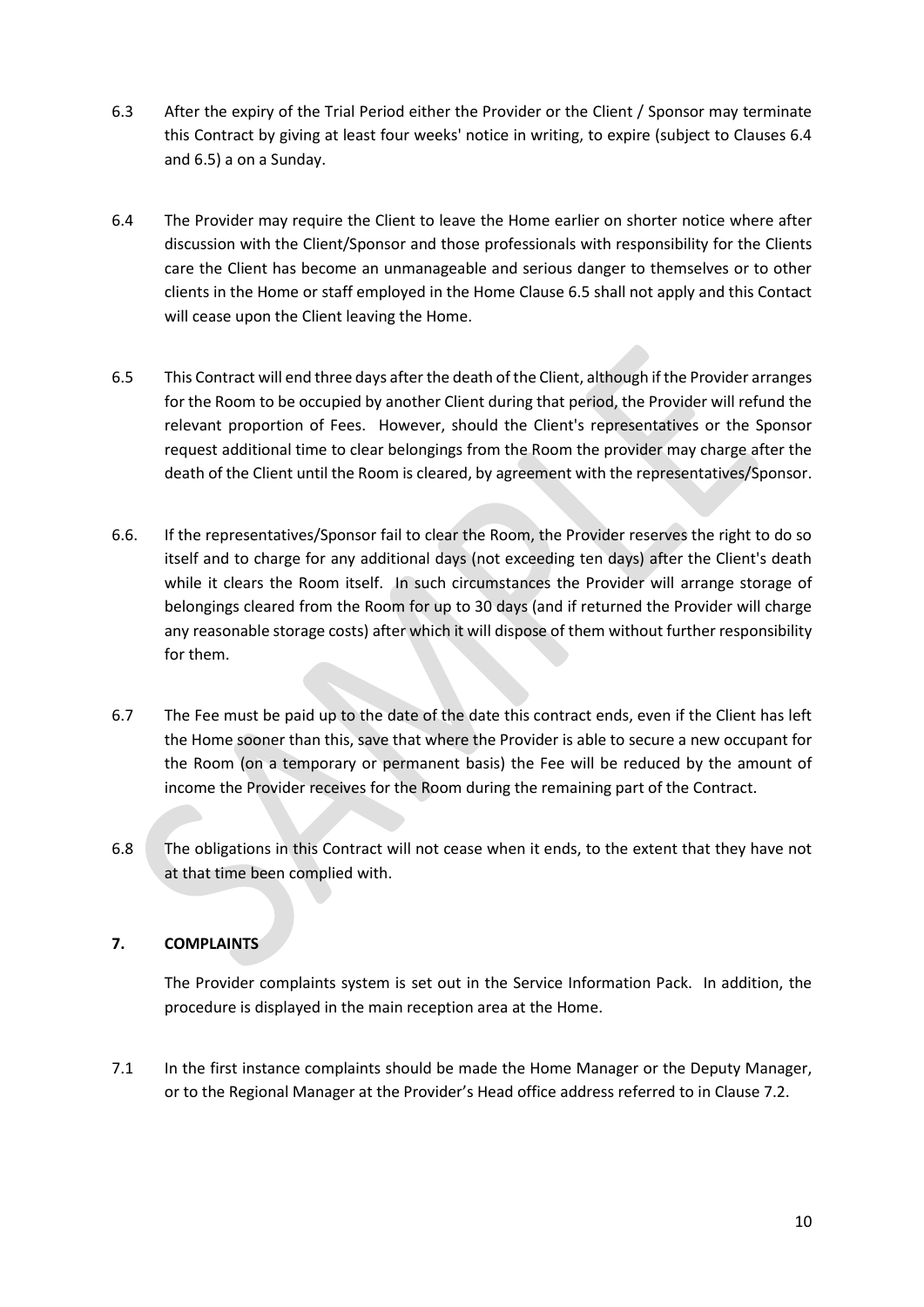6.3 After the expiry of the Trial Period either the Provider or the Client / Sponsor may terminate this Contract by giving at least four weeks' notice in writing, to expire (subject to Clauses 6.4 and 6.5) a on a Sunday.

6.4 The Provider may require the Client to leave the Home earlier on shorter notice where after discussion with the Client/Sponsor and those professionals with responsibility for the Clients care the Client has become an unmanageable and serious danger to themselves or to other clients in the Home or staff employed in the Home Clause 6.5 shall not apply and this Contact will cease upon the Client leaving the Home.

6.5 This Contract will end three days after the death of the Client, although if the Provider arranges for the Room to be occupied by another Client during that period, the Provider will refund the relevant proportion of Fees. However, should the Client's representatives or the Sponsor request additional time to clear belongings from the Room the provider may charge after the death of the Client until the Room is cleared, by agreement with the representatives/Sponsor.

6.6. If the representatives/Sponsor fail to clear the Room, the Provider reserves the right to do so itself and to charge for any additional days (not exceeding ten days) after the Client's death while it clears the Room itself. In such circumstances the Provider will arrange storage of belongings cleared from the Room for up to 30 days (and if returned the Provider will charge any reasonable storage costs) after which it will dispose of them without further responsibility for them.

6.7 The Fee must be paid up to the date of the date this contract ends, even if the Client has left the Home sooner than this, save that where the Provider is able to secure a new occupant for the Room (on a temporary or permanent basis) the Fee will be reduced by the amount of income the Provider receives for the Room during the remaining part of the Contract.

6.8 The obligations in this Contract will not cease when it ends, to the extent that they have not at that time been complied with.

## 7. COMPLAINTS

The Provider complaints system is set out in the Service Information Pack. In addition, the procedure is displayed in the main reception area at the Home.

7.1 In the first instance complaints should be made the Home Manager or the Deputy Manager, or to the Regional Manager at the Provider's Head office address referred to in Clause 7.2.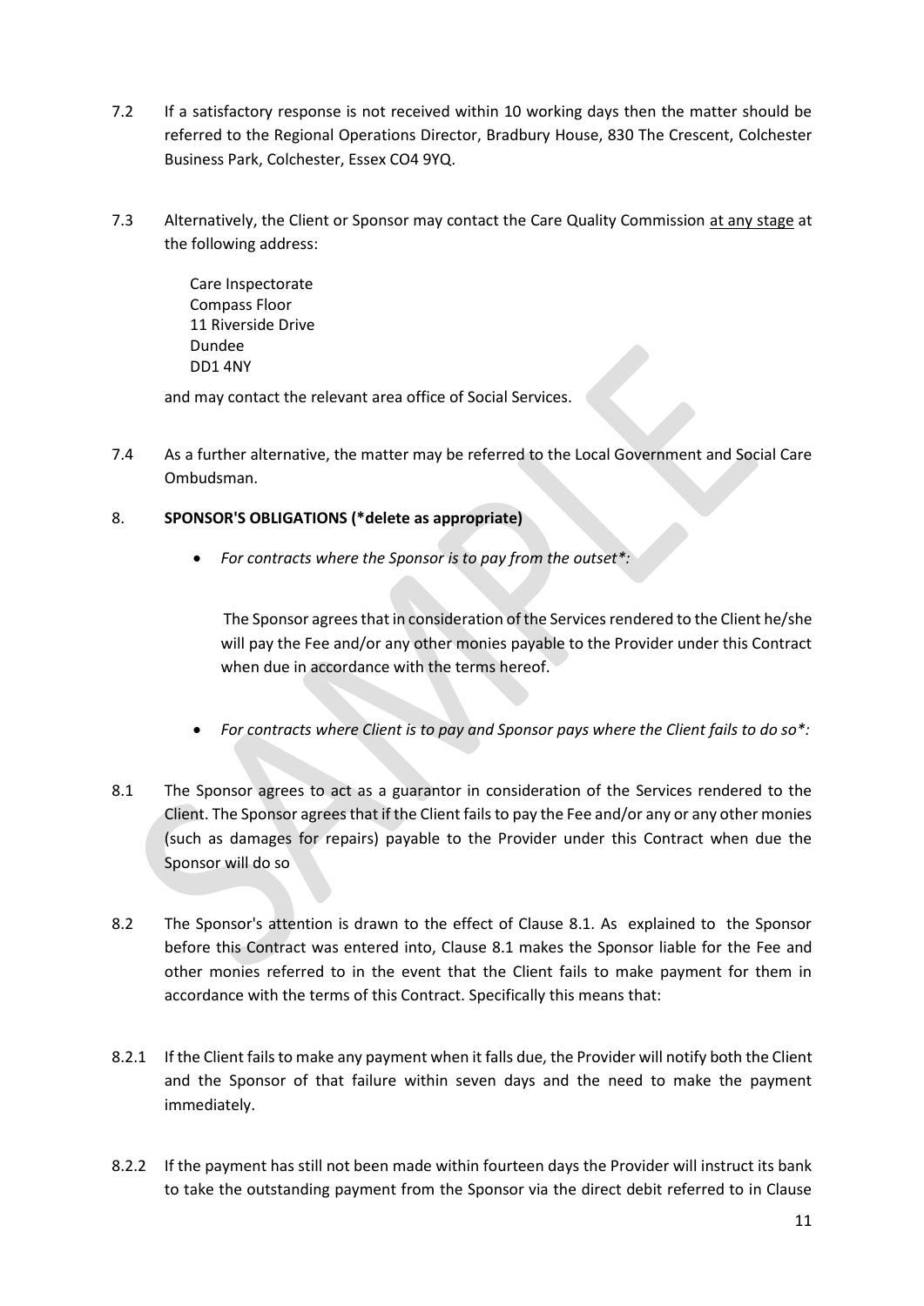7.2 If a satisfactory response is not received within 10 working days then the matter should be referred to the Regional Operations Director, Bradbury House, 830 The Crescent, Colchester Business Park, Colchester, Essex CO4 9YQ.

7.3 Alternatively, the Client or Sponsor may contact the Care Quality Commission at any stage at the following address:

Care Inspectorate  
Compass Floor  
11 Riverside Drive  
Dundee  
DD1 4NY

and may contact the relevant area office of Social Services.

7.4 As a further alternative, the matter may be referred to the Local Government and Social Care Ombudsman.

8. **SPONSOR'S OBLIGATIONS (*delete as appropriate)**

- *For contracts where the Sponsor is to pay from the outset*:*

The Sponsor agrees that in consideration of the Services rendered to the Client he/she will pay the Fee and/or any other monies payable to the Provider under this Contract when due in accordance with the terms hereof.

- *For contracts where Client is to pay and Sponsor pays where the Client fails to do so*:*

8.1 The Sponsor agrees to act as a guarantor in consideration of the Services rendered to the Client. The Sponsor agrees that if the Client fails to pay the Fee and/or any or any other monies (such as damages for repairs) payable to the Provider under this Contract when due the Sponsor will do so

8.2 The Sponsor's attention is drawn to the effect of Clause 8.1. As explained to the Sponsor before this Contract was entered into, Clause 8.1 makes the Sponsor liable for the Fee and other monies referred to in the event that the Client fails to make payment for them in accordance with the terms of this Contract. Specifically this means that:

8.2.1 If the Client fails to make any payment when it falls due, the Provider will notify both the Client and the Sponsor of that failure within seven days and the need to make the payment immediately.

8.2.2 If the payment has still not been made within fourteen days the Provider will instruct its bank to take the outstanding payment from the Sponsor via the direct debit referred to in Clause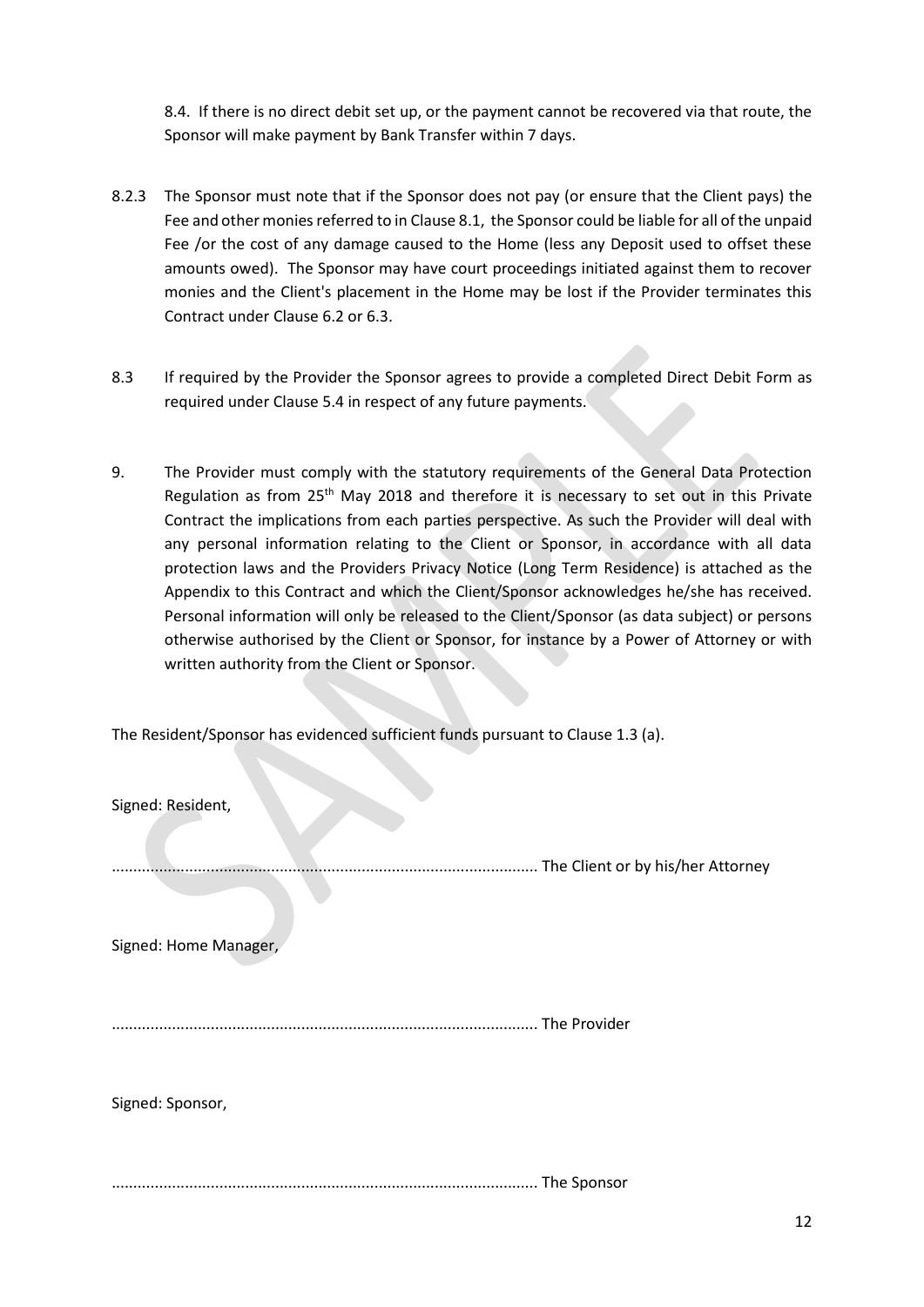8.4. If there is no direct debit set up, or the payment cannot be recovered via that route, the Sponsor will make payment by Bank Transfer within 7 days.

8.2.3 The Sponsor must note that if the Sponsor does not pay (or ensure that the Client pays) the Fee and other monies referred to in Clause 8.1, the Sponsor could be liable for all of the unpaid Fee /or the cost of any damage caused to the Home (less any Deposit used to offset these amounts owed). The Sponsor may have court proceedings initiated against them to recover monies and the Client's placement in the Home may be lost if the Provider terminates this Contract under Clause 6.2 or 6.3.

8.3 If required by the Provider the Sponsor agrees to provide a completed Direct Debit Form as required under Clause 5.4 in respect of any future payments.

9. The Provider must comply with the statutory requirements of the General Data Protection Regulation as from 25th May 2018 and therefore it is necessary to set out in this Private Contract the implications from each parties perspective. As such the Provider will deal with any personal information relating to the Client or Sponsor, in accordance with all data protection laws and the Providers Privacy Notice (Long Term Residence) is attached as the Appendix to this Contract and which the Client/Sponsor acknowledges he/she has received. Personal information will only be released to the Client/Sponsor (as data subject) or persons otherwise authorised by the Client or Sponsor, for instance by a Power of Attorney or with written authority from the Client or Sponsor.

The Resident/Sponsor has evidenced sufficient funds pursuant to Clause 1.3 (a).

Signed: Resident,

.................................................................................................. The Client or by his/her Attorney

Signed: Home Manager,

.................................................................................................. The Provider

Signed: Sponsor,

.................................................................................................. The Sponsor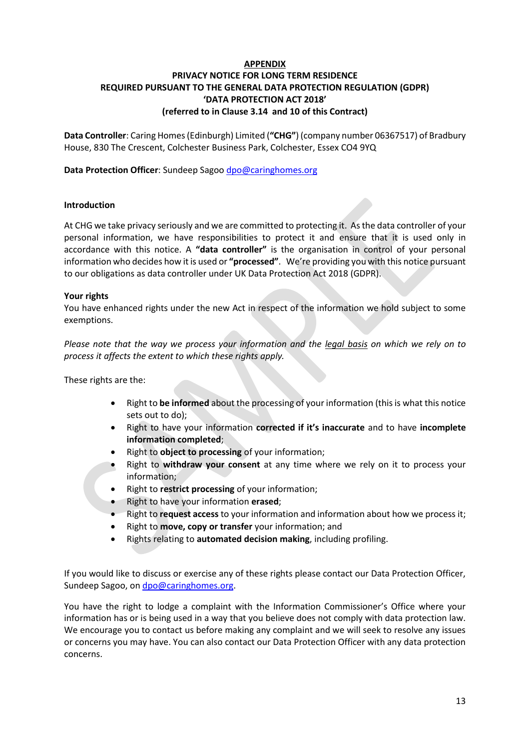**APPENDIX**

**PRIVACY NOTICE FOR LONG TERM RESIDENCE**
**REQUIRED PURSUANT TO THE GENERAL DATA PROTECTION REGULATION (GDPR)**
**'DATA PROTECTION ACT 2018'**
**(referred to in Clause 3.14 and 10 of this Contract)**

**Data Controller**: Caring Homes (Edinburgh) Limited (**"CHG"**) (company number 06367517) of Bradbury House, 830 The Crescent, Colchester Business Park, Colchester, Essex CO4 9YQ

**Data Protection Officer**: Sundeep Sagoo dpo@caringhomes.org

**Introduction**

At CHG we take privacy seriously and we are committed to protecting it. As the data controller of your personal information, we have responsibilities to protect it and ensure that it is used only in accordance with this notice. A **"data controller"** is the organisation in control of your personal information who decides how it is used or **"processed"**. We're providing you with this notice pursuant to our obligations as data controller under UK Data Protection Act 2018 (GDPR).

**Your rights**

You have enhanced rights under the new Act in respect of the information we hold subject to some exemptions.

*Please note that the way we process your information and the legal basis on which we rely on to process it affects the extent to which these rights apply.*

These rights are the:

- Right to **be informed** about the processing of your information (this is what this notice sets out to do);
- Right to have your information **corrected if it's inaccurate** and to have **incomplete information completed**;
- Right to **object to processing** of your information;
- Right to **withdraw your consent** at any time where we rely on it to process your information;
- Right to **restrict processing** of your information;
- Right to have your information **erased**;
- Right to **request access** to your information and information about how we process it;
- Right to **move, copy or transfer** your information; and
- Rights relating to **automated decision making**, including profiling.

If you would like to discuss or exercise any of these rights please contact our Data Protection Officer, Sundeep Sagoo, on dpo@caringhomes.org.

You have the right to lodge a complaint with the Information Commissioner's Office where your information has or is being used in a way that you believe does not comply with data protection law. We encourage you to contact us before making any complaint and we will seek to resolve any issues or concerns you may have. You can also contact our Data Protection Officer with any data protection concerns.